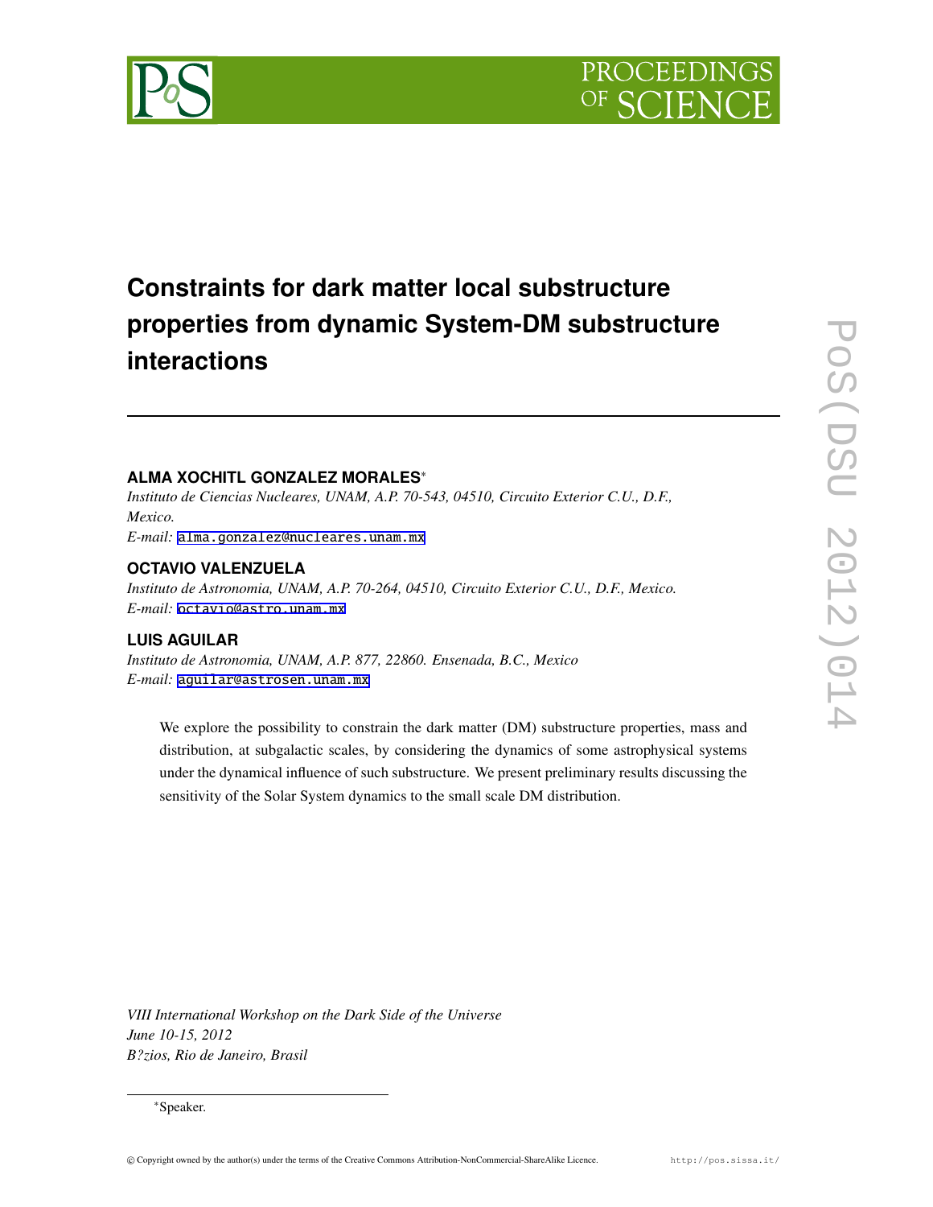# Constraints for dark matter local substructure properties from dynamic System-DM substructure interactions

**ALMA XOCHITL GONZALEZ MORALES***

*Instituto de Ciencias Nucleares, UNAM, A.P. 70-543, 04510, Circuito Exterior C.U., D.F., Mexico.*

*E-mail:* alma.gonzalez@nucleares.unam.mx

**OCTAVIO VALENZUELA**

*Instituto de Astronomia, UNAM, A.P. 70-264, 04510, Circuito Exterior C.U., D.F., Mexico.*

*E-mail:* octavio@astro.unam.mx

**LUIS AGUILAR**

*Instituto de Astronomia, UNAM, A.P. 877, 22860. Ensenada, B.C., Mexico*

*E-mail:* aguilar@astrosen.unam.mx

We explore the possibility to constrain the dark matter (DM) substructure properties, mass and distribution, at subgalactic scales, by considering the dynamics of some astrophysical systems under the dynamical influence of such substructure. We present preliminary results discussing the sensitivity of the Solar System dynamics to the small scale DM distribution.

*VIII International Workshop on the Dark Side of the Universe*
*June 10-15, 2012*
*B?zios, Rio de Janeiro, Brasil*

*Speaker.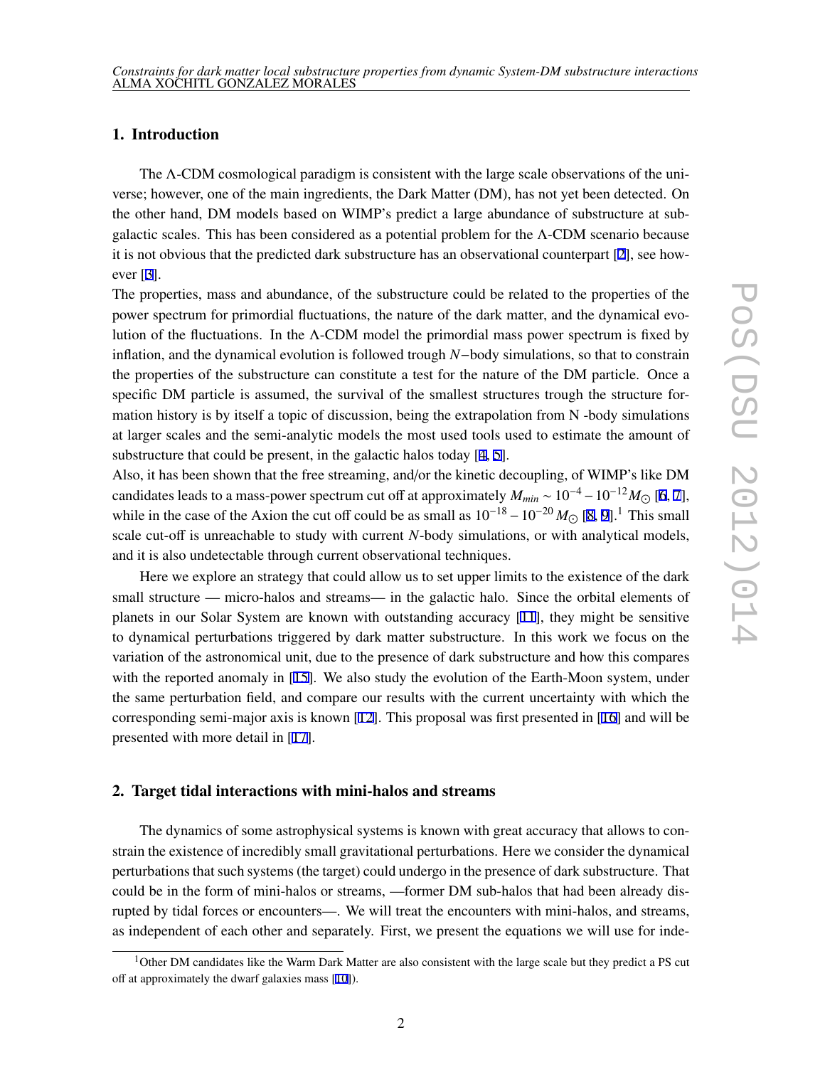## 1. Introduction

The Λ-CDM cosmological paradigm is consistent with the large scale observations of the universe; however, one of the main ingredients, the Dark Matter (DM), has not yet been detected. On the other hand, DM models based on WIMP's predict a large abundance of substructure at subgalactic scales. This has been considered as a potential problem for the Λ-CDM scenario because it is not obvious that the predicted dark substructure has an observational counterpart [2], see however [3].

The properties, mass and abundance, of the substructure could be related to the properties of the power spectrum for primordial fluctuations, the nature of the dark matter, and the dynamical evolution of the fluctuations. In the Λ-CDM model the primordial mass power spectrum is fixed by inflation, and the dynamical evolution is followed trough $N-$body simulations, so that to constrain the properties of the substructure can constitute a test for the nature of the DM particle. Once a specific DM particle is assumed, the survival of the smallest structures trough the structure formation history is by itself a topic of discussion, being the extrapolation from N -body simulations at larger scales and the semi-analytic models the most used tools used to estimate the amount of substructure that could be present, in the galactic halos today [4, 5].

Also, it has been shown that the free streaming, and/or the kinetic decoupling, of WIMP's like DM candidates leads to a mass-power spectrum cut off at approximately $M_{min} \sim 10^{-4} - 10^{-12} M_{\odot}$ [6, 7], while in the case of the Axion the cut off could be as small as $10^{-18} - 10^{-20} M_{\odot}$ [8, 9].[1] This small scale cut-off is unreachable to study with current $N$-body simulations, or with analytical models, and it is also undetectable through current observational techniques.

Here we explore an strategy that could allow us to set upper limits to the existence of the dark small structure — micro-halos and streams— in the galactic halo. Since the orbital elements of planets in our Solar System are known with outstanding accuracy [11], they might be sensitive to dynamical perturbations triggered by dark matter substructure. In this work we focus on the variation of the astronomical unit, due to the presence of dark substructure and how this compares with the reported anomaly in [15]. We also study the evolution of the Earth-Moon system, under the same perturbation field, and compare our results with the current uncertainty with which the corresponding semi-major axis is known [12]. This proposal was first presented in [16] and will be presented with more detail in [17].

## 2. Target tidal interactions with mini-halos and streams

The dynamics of some astrophysical systems is known with great accuracy that allows to constrain the existence of incredibly small gravitational perturbations. Here we consider the dynamical perturbations that such systems (the target) could undergo in the presence of dark substructure. That could be in the form of mini-halos or streams, —former DM sub-halos that had been already disrupted by tidal forces or encounters—. We will treat the encounters with mini-halos, and streams, as independent of each other and separately. First, we present the equations we will use for inde-

[1] Other DM candidates like the Warm Dark Matter are also consistent with the large scale but they predict a PS cut off at approximately the dwarf galaxies mass [10]).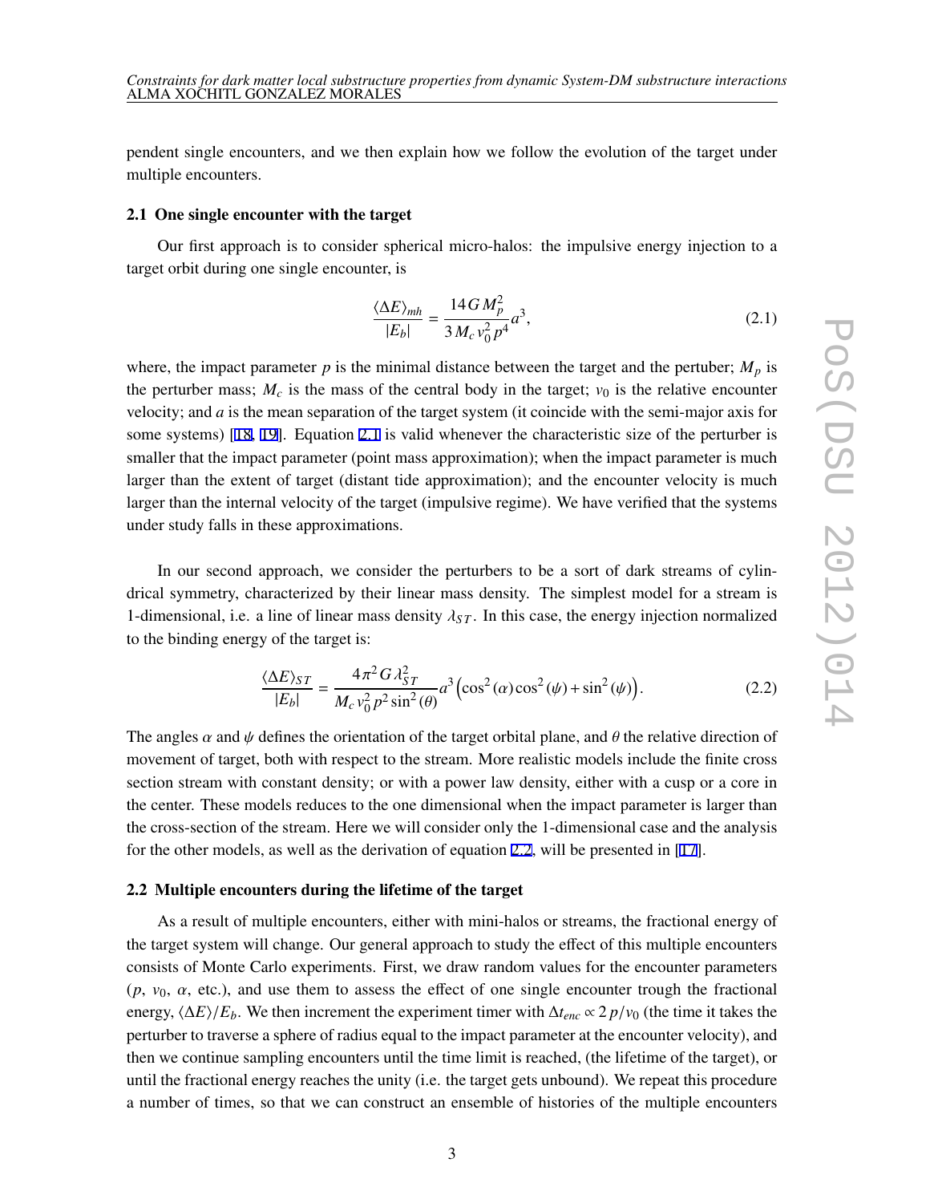pendent single encounters, and we then explain how we follow the evolution of the target under multiple encounters.

### 2.1 One single encounter with the target

Our first approach is to consider spherical micro-halos: the impulsive energy injection to a target orbit during one single encounter, is

$$\frac{\langle \Delta E \rangle_{mh}}{|E_b|} = \frac{14\, G\, M_p^2}{3\, M_c\, v_0^2\, p^4} a^3, \tag{2.1}$$

where, the impact parameter $p$ is the minimal distance between the target and the pertuber; $M_p$ is the perturber mass; $M_c$ is the mass of the central body in the target; $v_0$ is the relative encounter velocity; and $a$ is the mean separation of the target system (it coincide with the semi-major axis for some systems) [18, 19]. Equation 2.1 is valid whenever the characteristic size of the perturber is smaller that the impact parameter (point mass approximation); when the impact parameter is much larger than the extent of target (distant tide approximation); and the encounter velocity is much larger than the internal velocity of the target (impulsive regime). We have verified that the systems under study falls in these approximations.

In our second approach, we consider the perturbers to be a sort of dark streams of cylindrical symmetry, characterized by their linear mass density. The simplest model for a stream is 1-dimensional, i.e. a line of linear mass density $\lambda_{ST}$. In this case, the energy injection normalized to the binding energy of the target is:

$$\frac{\langle \Delta E \rangle_{ST}}{|E_b|} = \frac{4\pi^2\, G\, \lambda_{ST}^2}{M_c\, v_0^2\, p^2 \sin^2(\theta)} a^3 \left(\cos^2(\alpha)\cos^2(\psi) + \sin^2(\psi)\right). \tag{2.2}$$

The angles $\alpha$ and $\psi$ defines the orientation of the target orbital plane, and $\theta$ the relative direction of movement of target, both with respect to the stream. More realistic models include the finite cross section stream with constant density; or with a power law density, either with a cusp or a core in the center. These models reduces to the one dimensional when the impact parameter is larger than the cross-section of the stream. Here we will consider only the 1-dimensional case and the analysis for the other models, as well as the derivation of equation 2.2, will be presented in [17].

### 2.2 Multiple encounters during the lifetime of the target

As a result of multiple encounters, either with mini-halos or streams, the fractional energy of the target system will change. Our general approach to study the effect of this multiple encounters consists of Monte Carlo experiments. First, we draw random values for the encounter parameters ($p$, $v_0$, $\alpha$, etc.), and use them to assess the effect of one single encounter trough the fractional energy, $\langle \Delta E \rangle / E_b$. We then increment the experiment timer with $\Delta t_{enc} \propto 2\, p/v_0$ (the time it takes the perturber to traverse a sphere of radius equal to the impact parameter at the encounter velocity), and then we continue sampling encounters until the time limit is reached, (the lifetime of the target), or until the fractional energy reaches the unity (i.e. the target gets unbound). We repeat this procedure a number of times, so that we can construct an ensemble of histories of the multiple encounters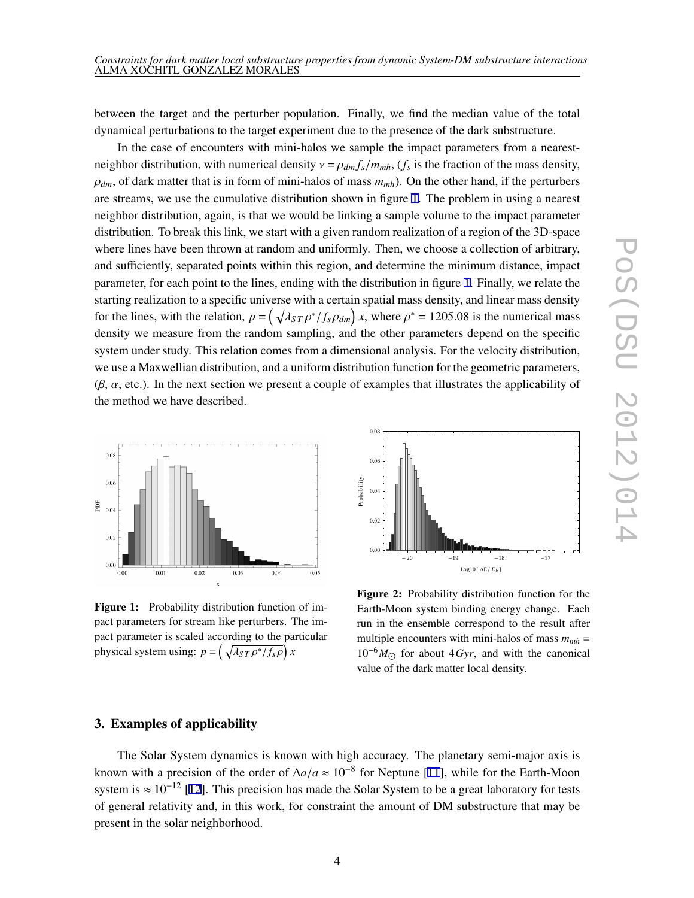between the target and the perturber population. Finally, we find the median value of the total dynamical perturbations to the target experiment due to the presence of the dark substructure.

In the case of encounters with mini-halos we sample the impact parameters from a nearest-neighbor distribution, with numerical density $\nu = \rho_{dm} f_s / m_{mh}$, ($f_s$ is the fraction of the mass density, $\rho_{dm}$, of dark matter that is in form of mini-halos of mass $m_{mh}$). On the other hand, if the perturbers are streams, we use the cumulative distribution shown in figure 1. The problem in using a nearest neighbor distribution, again, is that we would be linking a sample volume to the impact parameter distribution. To break this link, we start with a given random realization of a region of the 3D-space where lines have been thrown at random and uniformly. Then, we choose a collection of arbitrary, and sufficiently, separated points within this region, and determine the minimum distance, impact parameter, for each point to the lines, ending with the distribution in figure 1. Finally, we relate the starting realization to a specific universe with a certain spatial mass density, and linear mass density for the lines, with the relation, $p = \left(\sqrt{\lambda_{ST} \rho^* / f_s \rho_{dm}}\right) x$, where $\rho^* = 1205.08$ is the numerical mass density we measure from the random sampling, and the other parameters depend on the specific system under study. This relation comes from a dimensional analysis. For the velocity distribution, we use a Maxwellian distribution, and a uniform distribution function for the geometric parameters, ($\beta$, $\alpha$, etc.). In the next section we present a couple of examples that illustrates the applicability of the method we have described.

**Figure 1:** Probability distribution function of impact parameters for stream like perturbers. The impact parameter is scaled according to the particular physical system using: $p = \left(\sqrt{\lambda_{ST} \rho^* / f_s \rho}\right) x$

**Figure 2:** Probability distribution function for the Earth-Moon system binding energy change. Each run in the ensemble correspond to the result after multiple encounters with mini-halos of mass $m_{mh} = 10^{-6} M_\odot$ for about $4\,Gyr$, and with the canonical value of the dark matter local density.

## 3. Examples of applicability

The Solar System dynamics is known with high accuracy. The planetary semi-major axis is known with a precision of the order of $\Delta a/a \approx 10^{-8}$ for Neptune [11], while for the Earth-Moon system is $\approx 10^{-12}$ [12]. This precision has made the Solar System to be a great laboratory for tests of general relativity and, in this work, for constraint the amount of DM substructure that may be present in the solar neighborhood.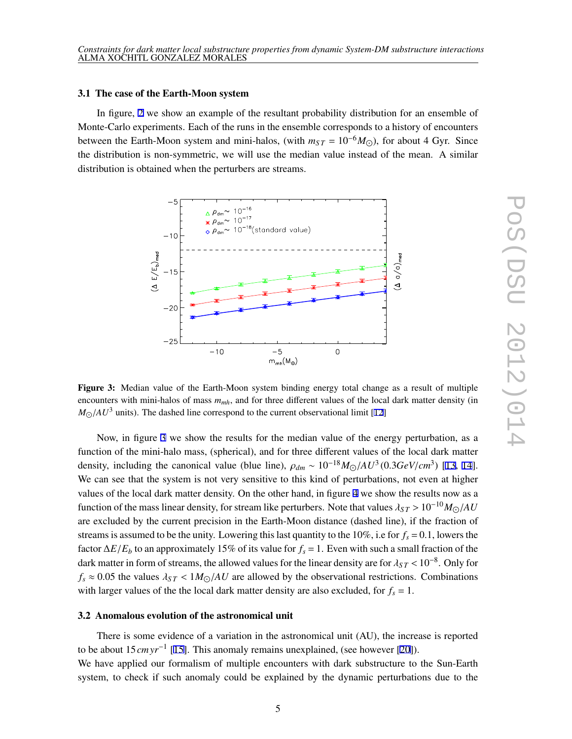### 3.1 The case of the Earth-Moon system

In figure, 2 we show an example of the resultant probability distribution for an ensemble of Monte-Carlo experiments. Each of the runs in the ensemble corresponds to a history of encounters between the Earth-Moon system and mini-halos, (with $m_{ST} = 10^{-6}M_{\odot}$), for about 4 Gyr. Since the distribution is non-symmetric, we will use the median value instead of the mean. A similar distribution is obtained when the perturbers are streams.

**Figure 3:** Median value of the Earth-Moon system binding energy total change as a result of multiple encounters with mini-halos of mass $m_{mh}$, and for three different values of the local dark matter density (in $M_{\odot}/AU^3$ units). The dashed line correspond to the current observational limit [12]

Now, in figure 3 we show the results for the median value of the energy perturbation, as a function of the mini-halo mass, (spherical), and for three different values of the local dark matter density, including the canonical value (blue line), $\rho_{dm} \sim 10^{-18}M_{\odot}/AU^3\,(0.3GeV/cm^3)$ [13, 14]. We can see that the system is not very sensitive to this kind of perturbations, not even at higher values of the local dark matter density. On the other hand, in figure 4 we show the results now as a function of the mass linear density, for stream like perturbers. Note that values $\lambda_{ST} > 10^{-10}M_{\odot}/AU$ are excluded by the current precision in the Earth-Moon distance (dashed line), if the fraction of streams is assumed to be the unity. Lowering this last quantity to the 10%, i.e for $f_s = 0.1$, lowers the factor $\Delta E/E_b$ to an approximately 15% of its value for $f_s = 1$. Even with such a small fraction of the dark matter in form of streams, the allowed values for the linear density are for $\lambda_{ST} < 10^{-8}$. Only for $f_s \approx 0.05$ the values $\lambda_{ST} < 1M_{\odot}/AU$ are allowed by the observational restrictions. Combinations with larger values of the the local dark matter density are also excluded, for $f_s = 1$.

### 3.2 Anomalous evolution of the astronomical unit

There is some evidence of a variation in the astronomical unit (AU), the increase is reported to be about $15\,cm\,yr^{-1}$ [15]. This anomaly remains unexplained, (see however [20]).
We have applied our formalism of multiple encounters with dark substructure to the Sun-Earth system, to check if such anomaly could be explained by the dynamic perturbations due to the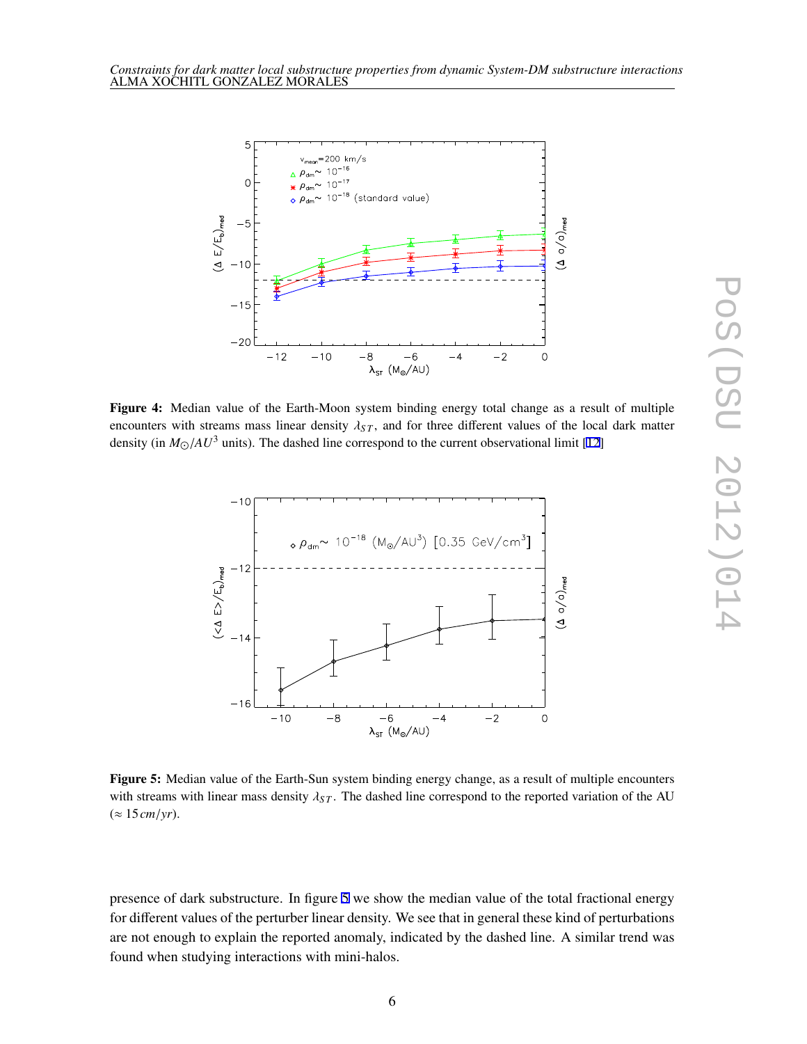**Figure 4:** Median value of the Earth-Moon system binding energy total change as a result of multiple encounters with streams mass linear density $\lambda_{ST}$, and for three different values of the local dark matter density (in $M_{\odot}/AU^3$ units). The dashed line correspond to the current observational limit [12]

**Figure 5:** Median value of the Earth-Sun system binding energy change, as a result of multiple encounters with streams with linear mass density $\lambda_{ST}$. The dashed line correspond to the reported variation of the AU ($\approx 15\,cm/yr$).

presence of dark substructure. In figure 5 we show the median value of the total fractional energy for different values of the perturber linear density. We see that in general these kind of perturbations are not enough to explain the reported anomaly, indicated by the dashed line. A similar trend was found when studying interactions with mini-halos.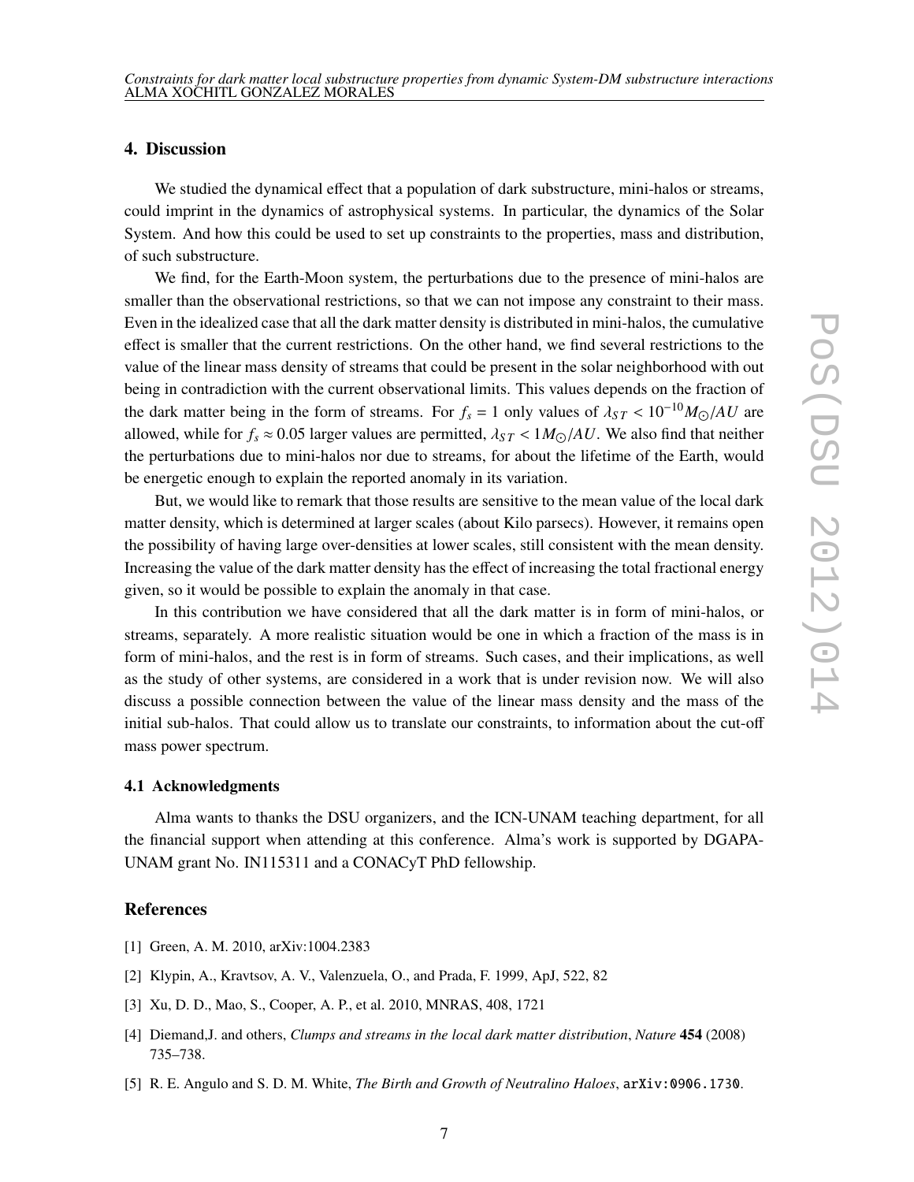## 4. Discussion

We studied the dynamical effect that a population of dark substructure, mini-halos or streams, could imprint in the dynamics of astrophysical systems. In particular, the dynamics of the Solar System. And how this could be used to set up constraints to the properties, mass and distribution, of such substructure.

We find, for the Earth-Moon system, the perturbations due to the presence of mini-halos are smaller than the observational restrictions, so that we can not impose any constraint to their mass. Even in the idealized case that all the dark matter density is distributed in mini-halos, the cumulative effect is smaller that the current restrictions. On the other hand, we find several restrictions to the value of the linear mass density of streams that could be present in the solar neighborhood with out being in contradiction with the current observational limits. This values depends on the fraction of the dark matter being in the form of streams. For $f_s = 1$ only values of $\lambda_{ST} < 10^{-10} M_{\odot}/AU$ are allowed, while for $f_s \approx 0.05$ larger values are permitted, $\lambda_{ST} < 1 M_{\odot}/AU$. We also find that neither the perturbations due to mini-halos nor due to streams, for about the lifetime of the Earth, would be energetic enough to explain the reported anomaly in its variation.

But, we would like to remark that those results are sensitive to the mean value of the local dark matter density, which is determined at larger scales (about Kilo parsecs). However, it remains open the possibility of having large over-densities at lower scales, still consistent with the mean density. Increasing the value of the dark matter density has the effect of increasing the total fractional energy given, so it would be possible to explain the anomaly in that case.

In this contribution we have considered that all the dark matter is in form of mini-halos, or streams, separately. A more realistic situation would be one in which a fraction of the mass is in form of mini-halos, and the rest is in form of streams. Such cases, and their implications, as well as the study of other systems, are considered in a work that is under revision now. We will also discuss a possible connection between the value of the linear mass density and the mass of the initial sub-halos. That could allow us to translate our constraints, to information about the cut-off mass power spectrum.

### 4.1 Acknowledgments

Alma wants to thanks the DSU organizers, and the ICN-UNAM teaching department, for all the financial support when attending at this conference. Alma's work is supported by DGAPA-UNAM grant No. IN115311 and a CONACyT PhD fellowship.

## References

[1] Green, A. M. 2010, arXiv:1004.2383

[2] Klypin, A., Kravtsov, A. V., Valenzuela, O., and Prada, F. 1999, ApJ, 522, 82

[3] Xu, D. D., Mao, S., Cooper, A. P., et al. 2010, MNRAS, 408, 1721

[4] Diemand,J. and others, *Clumps and streams in the local dark matter distribution*, *Nature* **454** (2008) 735–738.

[5] R. E. Angulo and S. D. M. White, *The Birth and Growth of Neutralino Haloes*, arXiv:0906.1730.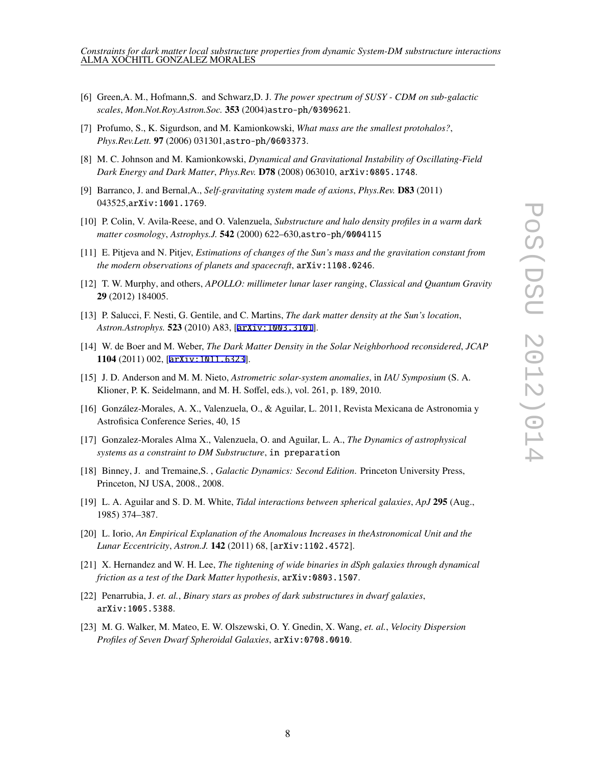[6] Green,A. M., Hofmann,S. and Schwarz,D. J. *The power spectrum of SUSY - CDM on sub-galactic scales*, *Mon.Not.Roy.Astron.Soc.* **353** (2004)astro-ph/0309621.

[7] Profumo, S., K. Sigurdson, and M. Kamionkowski, *What mass are the smallest protohalos?*, *Phys.Rev.Lett.* **97** (2006) 031301,astro-ph/0603373.

[8] M. C. Johnson and M. Kamionkowski, *Dynamical and Gravitational Instability of Oscillating-Field Dark Energy and Dark Matter*, *Phys.Rev.* **D78** (2008) 063010, arXiv:0805.1748.

[9] Barranco, J. and Bernal,A., *Self-gravitating system made of axions*, *Phys.Rev.* **D83** (2011) 043525,arXiv:1001.1769.

[10] P. Colin, V. Avila-Reese, and O. Valenzuela, *Substructure and halo density profiles in a warm dark matter cosmology*, *Astrophys.J.* **542** (2000) 622–630,astro-ph/0004115

[11] E. Pitjeva and N. Pitjev, *Estimations of changes of the Sun's mass and the gravitation constant from the modern observations of planets and spacecraft*, arXiv:1108.0246.

[12] T. W. Murphy, and others, *APOLLO: millimeter lunar laser ranging*, *Classical and Quantum Gravity* **29** (2012) 184005.

[13] P. Salucci, F. Nesti, G. Gentile, and C. Martins, *The dark matter density at the Sun's location*, *Astron.Astrophys.* **523** (2010) A83, [arXiv:1003.3101].

[14] W. de Boer and M. Weber, *The Dark Matter Density in the Solar Neighborhood reconsidered*, *JCAP* **1104** (2011) 002, [arXiv:1011.6323].

[15] J. D. Anderson and M. M. Nieto, *Astrometric solar-system anomalies*, in *IAU Symposium* (S. A. Klioner, P. K. Seidelmann, and M. H. Soffel, eds.), vol. 261, p. 189, 2010.

[16] González-Morales, A. X., Valenzuela, O., & Aguilar, L. 2011, Revista Mexicana de Astronomia y Astrofisica Conference Series, 40, 15

[17] Gonzalez-Morales Alma X., Valenzuela, O. and Aguilar, L. A., *The Dynamics of astrophysical systems as a constraint to DM Substructure*, in preparation

[18] Binney, J. and Tremaine,S. , *Galactic Dynamics: Second Edition*. Princeton University Press, Princeton, NJ USA, 2008., 2008.

[19] L. A. Aguilar and S. D. M. White, *Tidal interactions between spherical galaxies*, *ApJ* **295** (Aug., 1985) 374–387.

[20] L. Iorio, *An Empirical Explanation of the Anomalous Increases in theAstronomical Unit and the Lunar Eccentricity*, *Astron.J.* **142** (2011) 68, [arXiv:1102.4572].

[21] X. Hernandez and W. H. Lee, *The tightening of wide binaries in dSph galaxies through dynamical friction as a test of the Dark Matter hypothesis*, arXiv:0803.1507.

[22] Penarrubia, J. *et. al.*, *Binary stars as probes of dark substructures in dwarf galaxies*, arXiv:1005.5388.

[23] M. G. Walker, M. Mateo, E. W. Olszewski, O. Y. Gnedin, X. Wang, *et. al.*, *Velocity Dispersion Profiles of Seven Dwarf Spheroidal Galaxies*, arXiv:0708.0010.